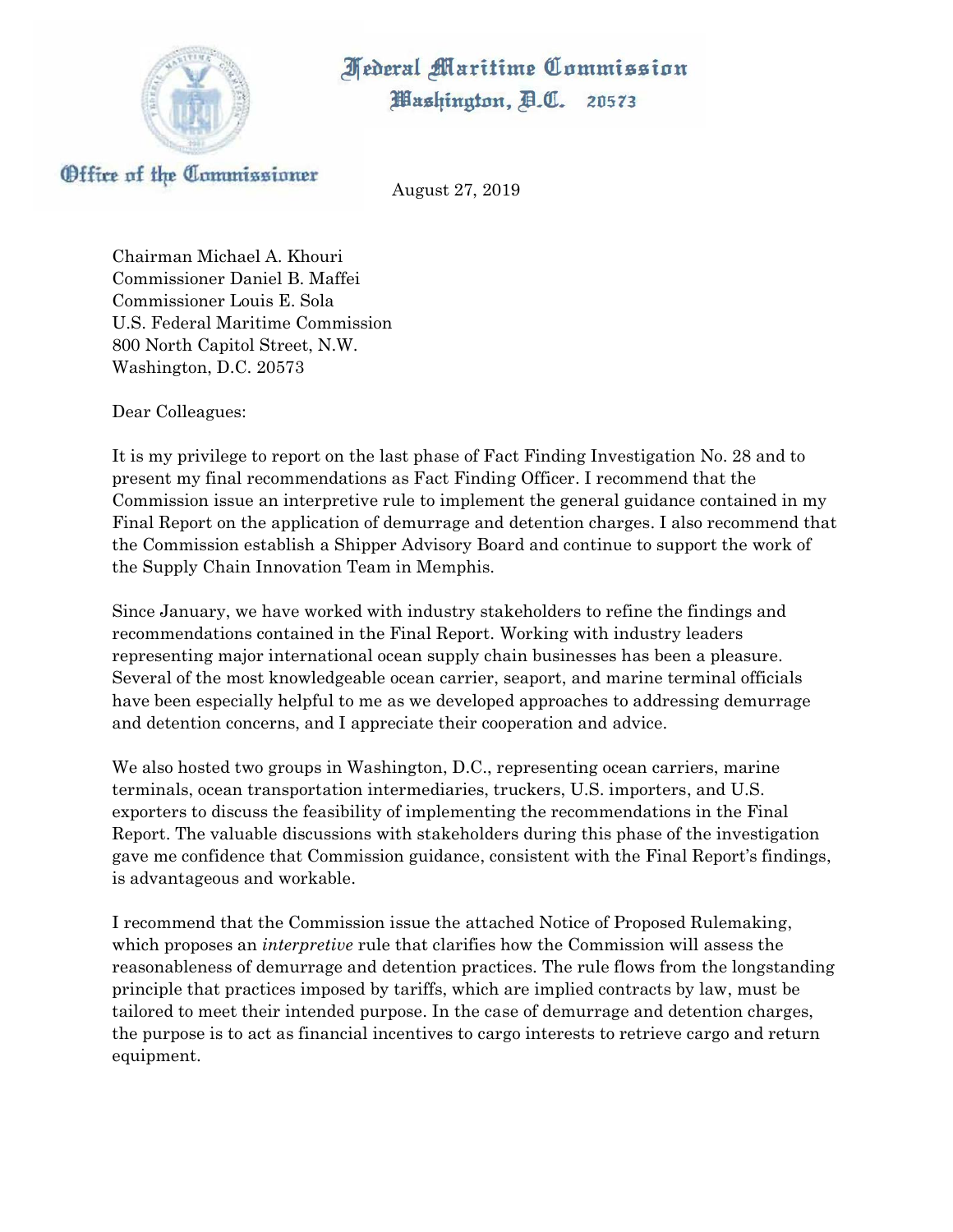Federal Maritime Commission
Washington, D.C. 20573

Office of the Commissioner

August 27, 2019

Chairman Michael A. Khouri
Commissioner Daniel B. Maffei
Commissioner Louis E. Sola
U.S. Federal Maritime Commission
800 North Capitol Street, N.W.
Washington, D.C. 20573

Dear Colleagues:

It is my privilege to report on the last phase of Fact Finding Investigation No. 28 and to present my final recommendations as Fact Finding Officer. I recommend that the Commission issue an interpretive rule to implement the general guidance contained in my Final Report on the application of demurrage and detention charges. I also recommend that the Commission establish a Shipper Advisory Board and continue to support the work of the Supply Chain Innovation Team in Memphis.

Since January, we have worked with industry stakeholders to refine the findings and recommendations contained in the Final Report. Working with industry leaders representing major international ocean supply chain businesses has been a pleasure. Several of the most knowledgeable ocean carrier, seaport, and marine terminal officials have been especially helpful to me as we developed approaches to addressing demurrage and detention concerns, and I appreciate their cooperation and advice.

We also hosted two groups in Washington, D.C., representing ocean carriers, marine terminals, ocean transportation intermediaries, truckers, U.S. importers, and U.S. exporters to discuss the feasibility of implementing the recommendations in the Final Report. The valuable discussions with stakeholders during this phase of the investigation gave me confidence that Commission guidance, consistent with the Final Report's findings, is advantageous and workable.

I recommend that the Commission issue the attached Notice of Proposed Rulemaking, which proposes an *interpretive* rule that clarifies how the Commission will assess the reasonableness of demurrage and detention practices. The rule flows from the longstanding principle that practices imposed by tariffs, which are implied contracts by law, must be tailored to meet their intended purpose. In the case of demurrage and detention charges, the purpose is to act as financial incentives to cargo interests to retrieve cargo and return equipment.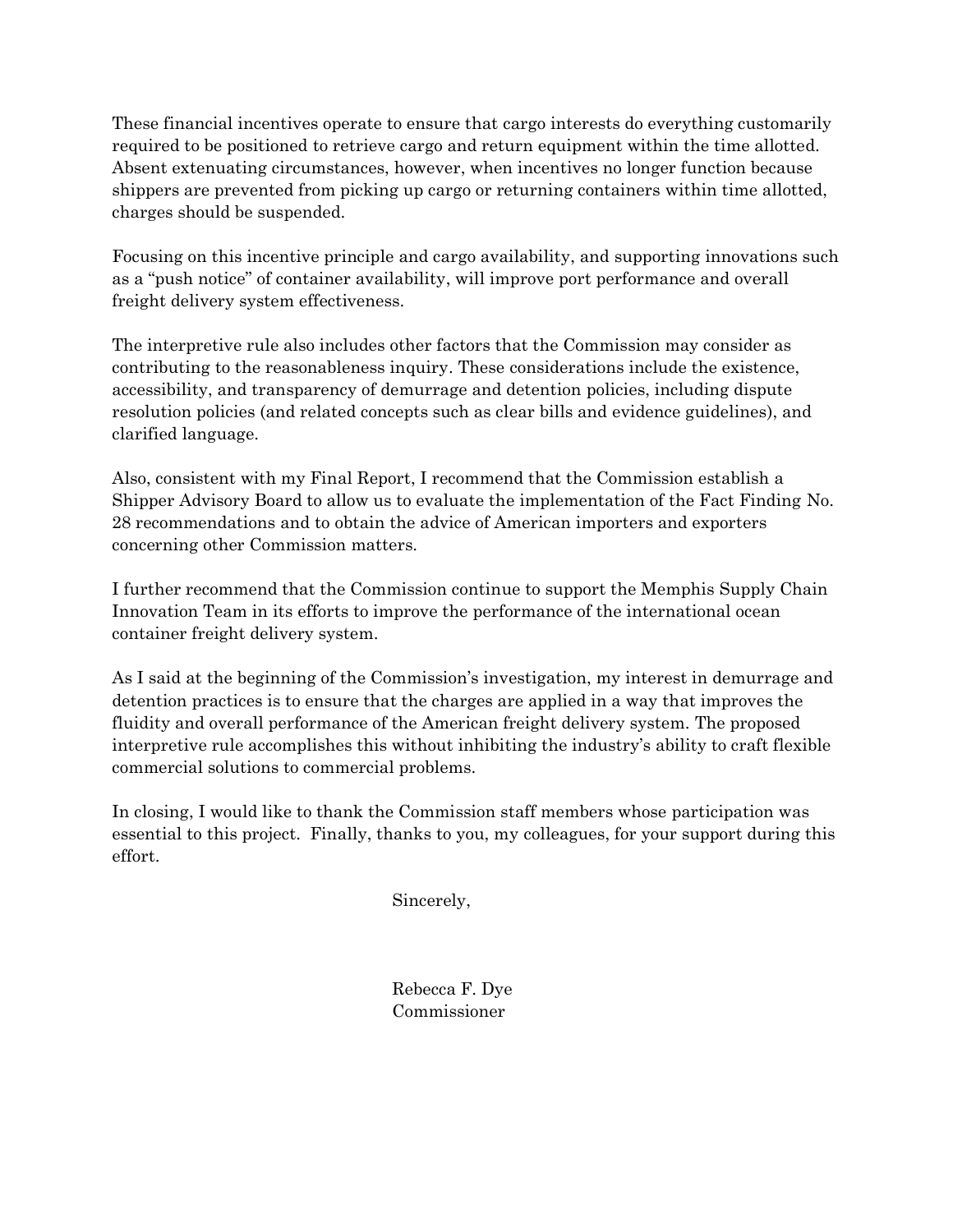These financial incentives operate to ensure that cargo interests do everything customarily required to be positioned to retrieve cargo and return equipment within the time allotted. Absent extenuating circumstances, however, when incentives no longer function because shippers are prevented from picking up cargo or returning containers within time allotted, charges should be suspended.

Focusing on this incentive principle and cargo availability, and supporting innovations such as a "push notice" of container availability, will improve port performance and overall freight delivery system effectiveness.

The interpretive rule also includes other factors that the Commission may consider as contributing to the reasonableness inquiry. These considerations include the existence, accessibility, and transparency of demurrage and detention policies, including dispute resolution policies (and related concepts such as clear bills and evidence guidelines), and clarified language.

Also, consistent with my Final Report, I recommend that the Commission establish a Shipper Advisory Board to allow us to evaluate the implementation of the Fact Finding No. 28 recommendations and to obtain the advice of American importers and exporters concerning other Commission matters.

I further recommend that the Commission continue to support the Memphis Supply Chain Innovation Team in its efforts to improve the performance of the international ocean container freight delivery system.

As I said at the beginning of the Commission's investigation, my interest in demurrage and detention practices is to ensure that the charges are applied in a way that improves the fluidity and overall performance of the American freight delivery system. The proposed interpretive rule accomplishes this without inhibiting the industry's ability to craft flexible commercial solutions to commercial problems.

In closing, I would like to thank the Commission staff members whose participation was essential to this project. Finally, thanks to you, my colleagues, for your support during this effort.

Sincerely,

Rebecca F. Dye
Commissioner